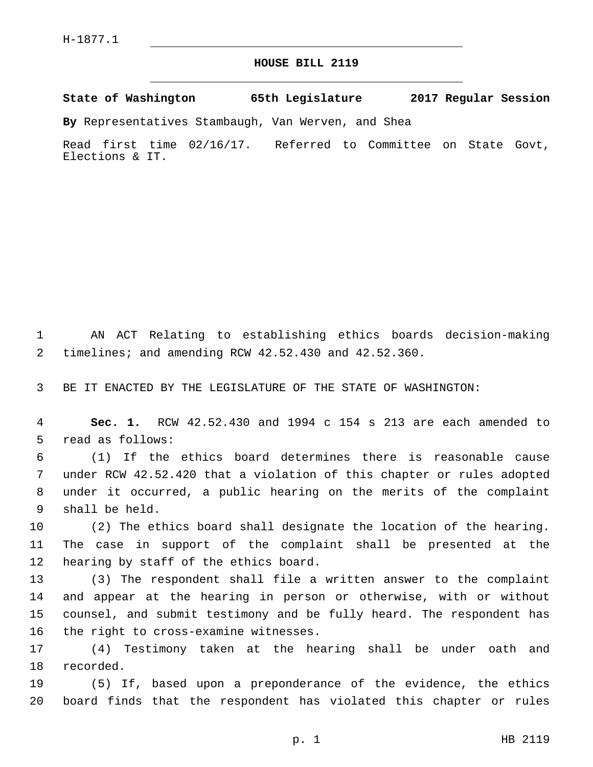H-1877.1

# HOUSE BILL 2119

**State of Washington 65th Legislature 2017 Regular Session**

**By** Representatives Stambaugh, Van Werven, and Shea

Read first time 02/16/17. Referred to Committee on State Govt, Elections & IT.

AN ACT Relating to establishing ethics boards decision-making timelines; and amending RCW 42.52.430 and 42.52.360.

BE IT ENACTED BY THE LEGISLATURE OF THE STATE OF WASHINGTON:

**Sec. 1.** RCW 42.52.430 and 1994 c 154 s 213 are each amended to read as follows:

(1) If the ethics board determines there is reasonable cause under RCW 42.52.420 that a violation of this chapter or rules adopted under it occurred, a public hearing on the merits of the complaint shall be held.

(2) The ethics board shall designate the location of the hearing. The case in support of the complaint shall be presented at the hearing by staff of the ethics board.

(3) The respondent shall file a written answer to the complaint and appear at the hearing in person or otherwise, with or without counsel, and submit testimony and be fully heard. The respondent has the right to cross-examine witnesses.

(4) Testimony taken at the hearing shall be under oath and recorded.

(5) If, based upon a preponderance of the evidence, the ethics board finds that the respondent has violated this chapter or rules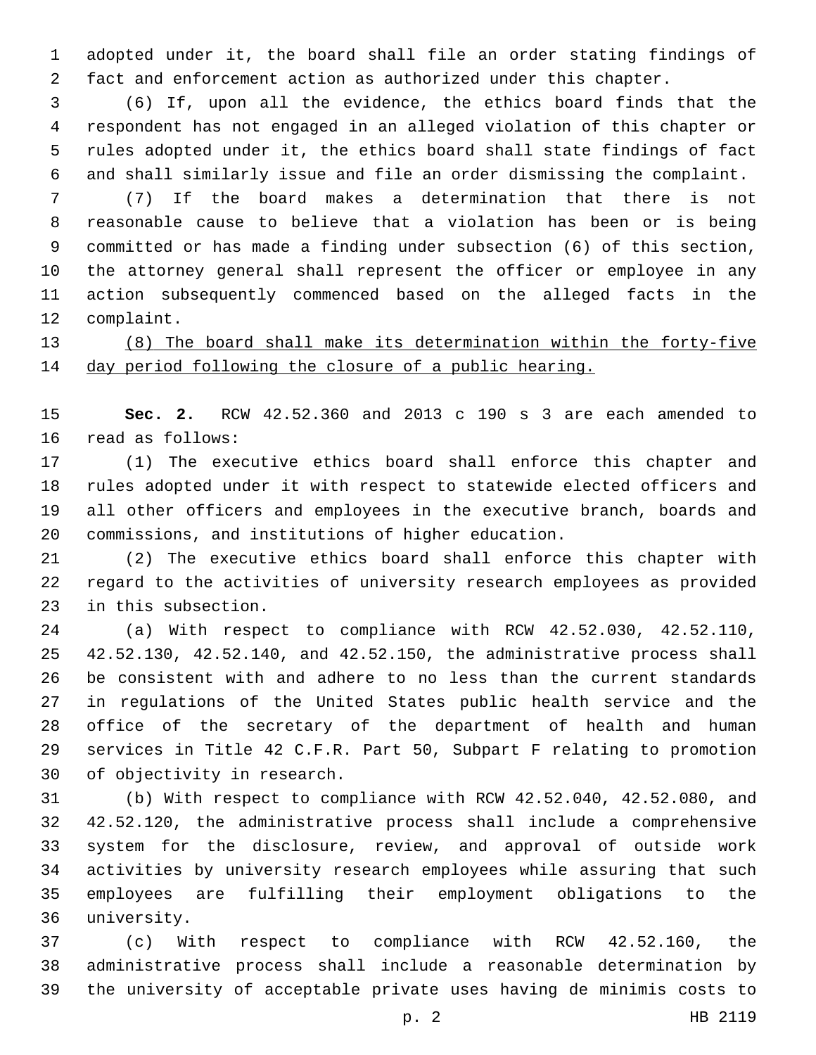adopted under it, the board shall file an order stating findings of fact and enforcement action as authorized under this chapter.

(6) If, upon all the evidence, the ethics board finds that the respondent has not engaged in an alleged violation of this chapter or rules adopted under it, the ethics board shall state findings of fact and shall similarly issue and file an order dismissing the complaint.

(7) If the board makes a determination that there is not reasonable cause to believe that a violation has been or is being committed or has made a finding under subsection (6) of this section, the attorney general shall represent the officer or employee in any action subsequently commenced based on the alleged facts in the complaint.

<u>(8) The board shall make its determination within the forty-five day period following the closure of a public hearing.</u>

**Sec. 2.** RCW 42.52.360 and 2013 c 190 s 3 are each amended to read as follows:

(1) The executive ethics board shall enforce this chapter and rules adopted under it with respect to statewide elected officers and all other officers and employees in the executive branch, boards and commissions, and institutions of higher education.

(2) The executive ethics board shall enforce this chapter with regard to the activities of university research employees as provided in this subsection.

(a) With respect to compliance with RCW 42.52.030, 42.52.110, 42.52.130, 42.52.140, and 42.52.150, the administrative process shall be consistent with and adhere to no less than the current standards in regulations of the United States public health service and the office of the secretary of the department of health and human services in Title 42 C.F.R. Part 50, Subpart F relating to promotion of objectivity in research.

(b) With respect to compliance with RCW 42.52.040, 42.52.080, and 42.52.120, the administrative process shall include a comprehensive system for the disclosure, review, and approval of outside work activities by university research employees while assuring that such employees are fulfilling their employment obligations to the university.

(c) With respect to compliance with RCW 42.52.160, the administrative process shall include a reasonable determination by the university of acceptable private uses having de minimis costs to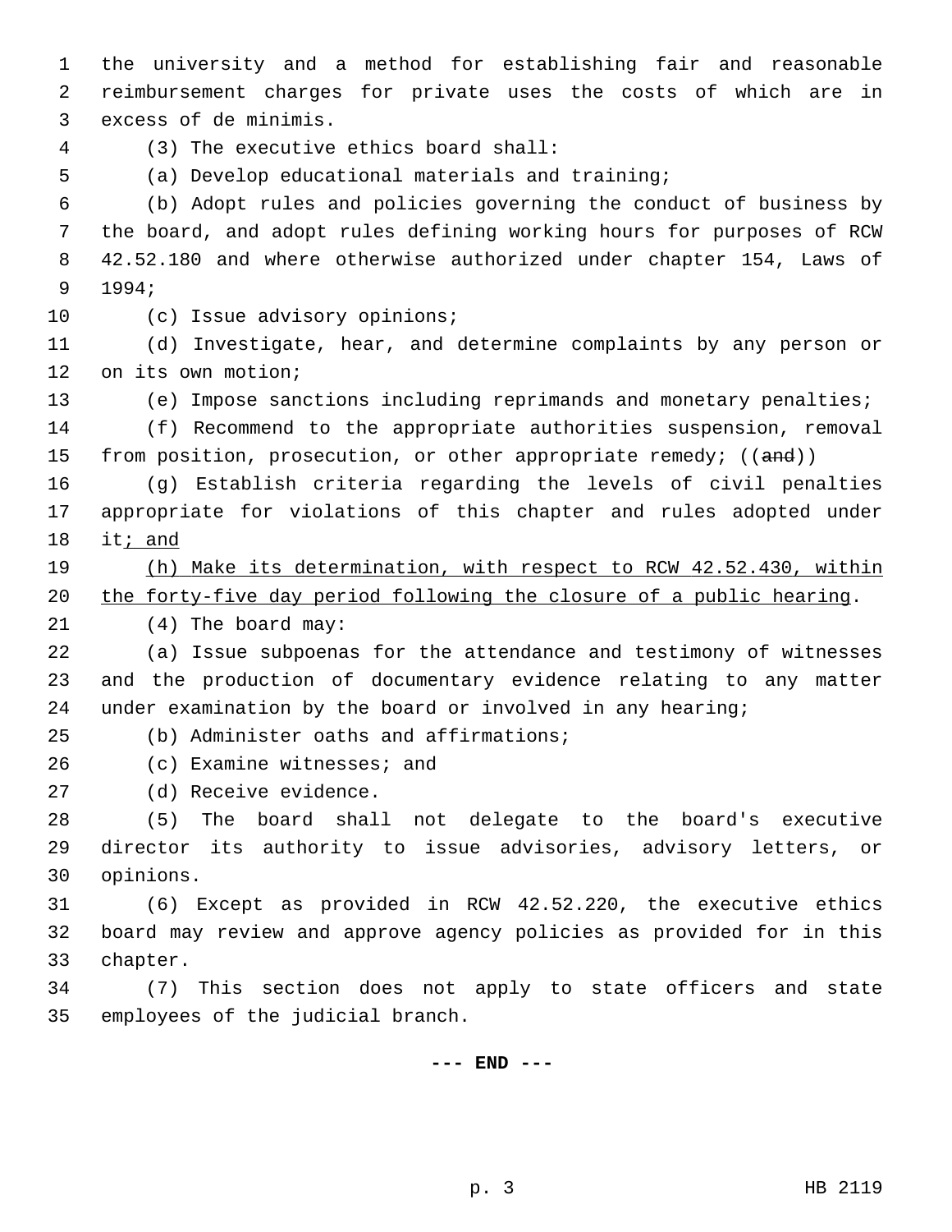the university and a method for establishing fair and reasonable reimbursement charges for private uses the costs of which are in excess of de minimis.

(3) The executive ethics board shall:

(a) Develop educational materials and training;

(b) Adopt rules and policies governing the conduct of business by the board, and adopt rules defining working hours for purposes of RCW 42.52.180 and where otherwise authorized under chapter 154, Laws of 1994;

(c) Issue advisory opinions;

(d) Investigate, hear, and determine complaints by any person or on its own motion;

(e) Impose sanctions including reprimands and monetary penalties;

(f) Recommend to the appropriate authorities suspension, removal from position, prosecution, or other appropriate remedy; ((~~and~~))

(g) Establish criteria regarding the levels of civil penalties appropriate for violations of this chapter and rules adopted under it<u>; and</u>

<u>(h) Make its determination, with respect to RCW 42.52.430, within the forty-five day period following the closure of a public hearing</u>.

(4) The board may:

(a) Issue subpoenas for the attendance and testimony of witnesses and the production of documentary evidence relating to any matter under examination by the board or involved in any hearing;

(b) Administer oaths and affirmations;

(c) Examine witnesses; and

(d) Receive evidence.

(5) The board shall not delegate to the board's executive director its authority to issue advisories, advisory letters, or opinions.

(6) Except as provided in RCW 42.52.220, the executive ethics board may review and approve agency policies as provided for in this chapter.

(7) This section does not apply to state officers and state employees of the judicial branch.

**--- END ---**